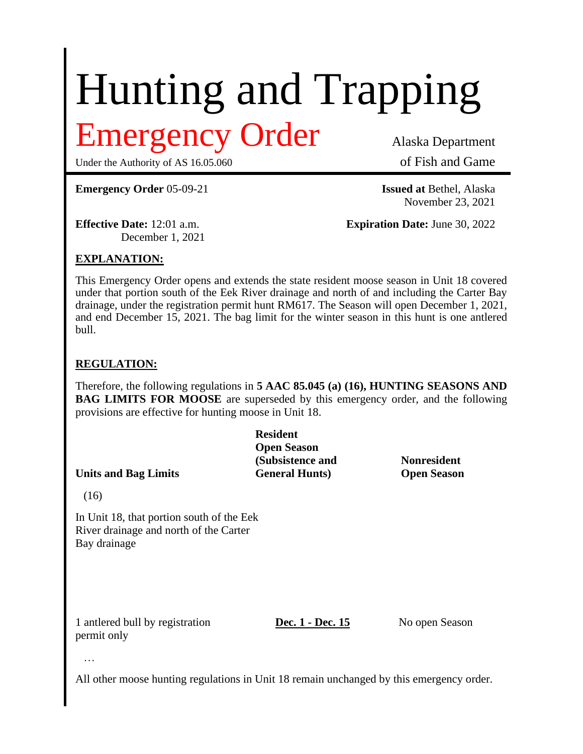# Hunting and Trapping

## Emergency Order

Under the Authority of AS 16.05.060

Alaska Department of Fish and Game

**Emergency Order** 05-09-21

**Issued at** Bethel, Alaska
November 23, 2021

**Effective Date:** 12:01 a.m. December 1, 2021

**Expiration Date:** June 30, 2022

**EXPLANATION:**

This Emergency Order opens and extends the state resident moose season in Unit 18 covered under that portion south of the Eek River drainage and north of and including the Carter Bay drainage, under the registration permit hunt RM617. The Season will open December 1, 2021, and end December 15, 2021. The bag limit for the winter season in this hunt is one antlered bull.

**REGULATION:**

Therefore, the following regulations in **5 AAC 85.045 (a) (16), HUNTING SEASONS AND BAG LIMITS FOR MOOSE** are superseded by this emergency order, and the following provisions are effective for hunting moose in Unit 18.

| Units and Bag Limits | Resident Open Season (Subsistence and General Hunts) | Nonresident Open Season |
|---|---|---|
| (16) | | |
| In Unit 18, that portion south of the Eek River drainage and north of the Carter Bay drainage | | |
| 1 antlered bull by registration permit only | **Dec. 1 - Dec. 15** | No open Season |
| … | | |

All other moose hunting regulations in Unit 18 remain unchanged by this emergency order.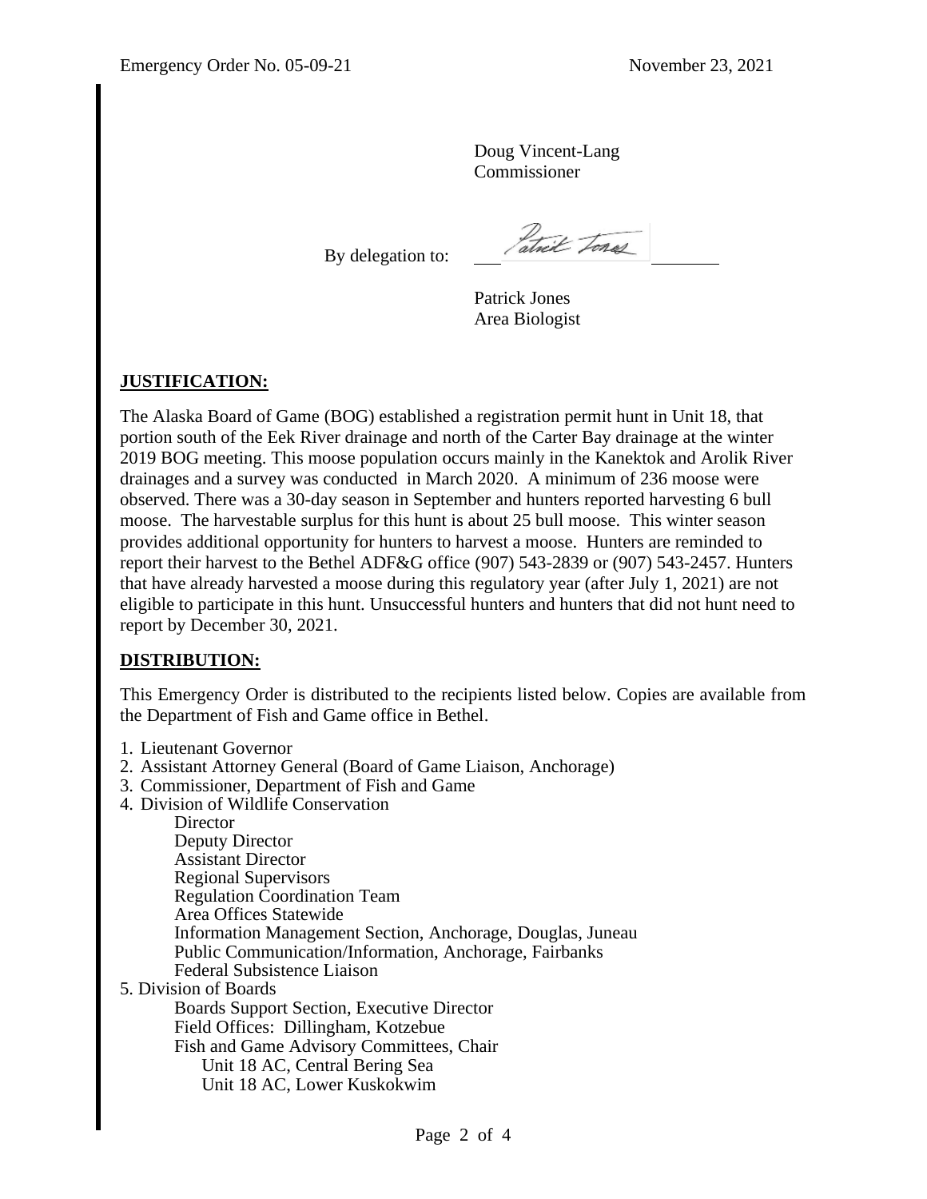Doug Vincent-Lang
Commissioner

By delegation to: Patrick Jones

Patrick Jones
Area Biologist

## JUSTIFICATION:

The Alaska Board of Game (BOG) established a registration permit hunt in Unit 18, that portion south of the Eek River drainage and north of the Carter Bay drainage at the winter 2019 BOG meeting. This moose population occurs mainly in the Kanektok and Arolik River drainages and a survey was conducted in March 2020. A minimum of 236 moose were observed. There was a 30-day season in September and hunters reported harvesting 6 bull moose. The harvestable surplus for this hunt is about 25 bull moose. This winter season provides additional opportunity for hunters to harvest a moose. Hunters are reminded to report their harvest to the Bethel ADF&G office (907) 543-2839 or (907) 543-2457. Hunters that have already harvested a moose during this regulatory year (after July 1, 2021) are not eligible to participate in this hunt. Unsuccessful hunters and hunters that did not hunt need to report by December 30, 2021.

## DISTRIBUTION:

This Emergency Order is distributed to the recipients listed below. Copies are available from the Department of Fish and Game office in Bethel.

1. Lieutenant Governor
2. Assistant Attorney General (Board of Game Liaison, Anchorage)
3. Commissioner, Department of Fish and Game
4. Division of Wildlife Conservation
    - Director
    - Deputy Director
    - Assistant Director
    - Regional Supervisors
    - Regulation Coordination Team
    - Area Offices Statewide
    - Information Management Section, Anchorage, Douglas, Juneau
    - Public Communication/Information, Anchorage, Fairbanks
    - Federal Subsistence Liaison
5. Division of Boards
    - Boards Support Section, Executive Director
    - Field Offices: Dillingham, Kotzebue
    - Fish and Game Advisory Committees, Chair
        - Unit 18 AC, Central Bering Sea
        - Unit 18 AC, Lower Kuskokwim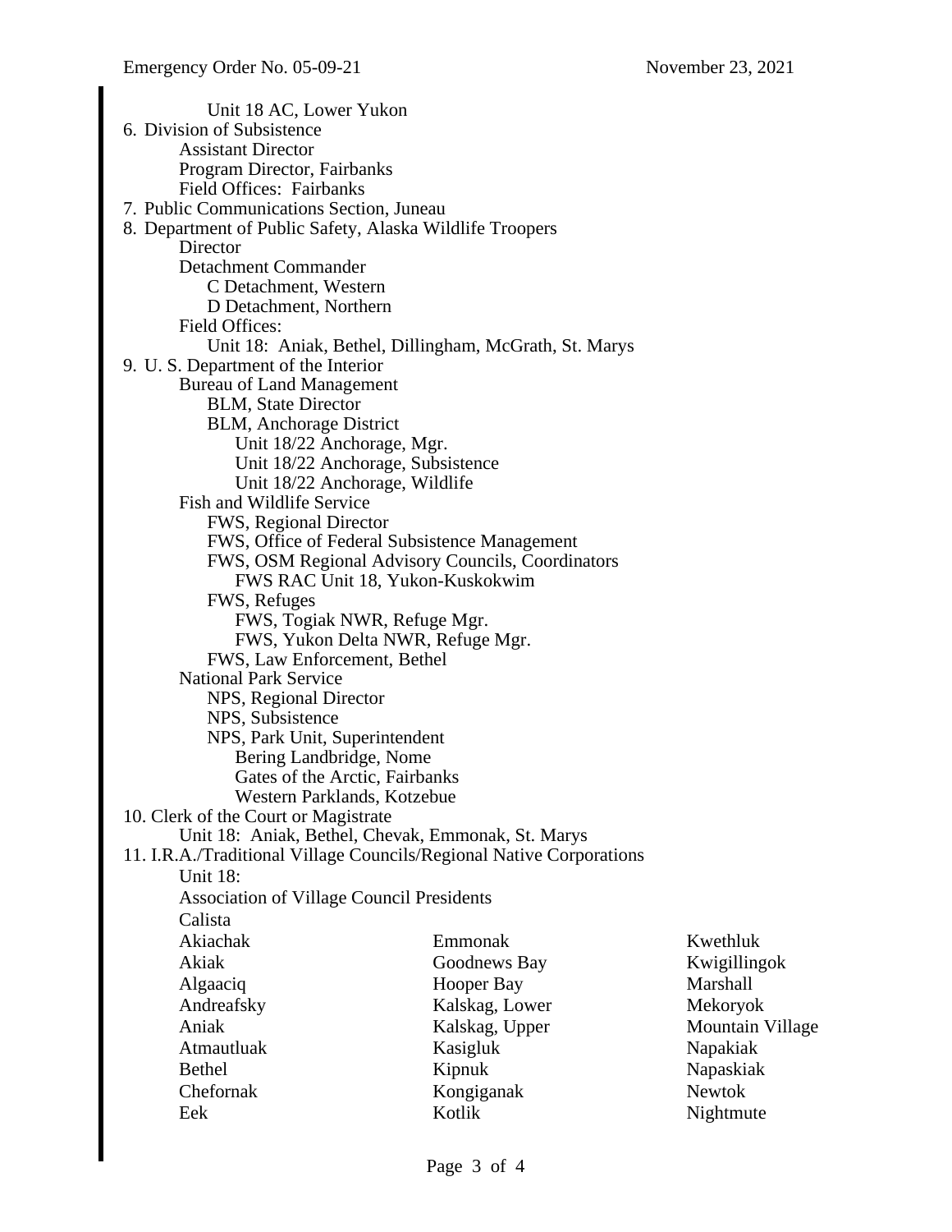Unit 18 AC, Lower Yukon

6. Division of Subsistence
    - Assistant Director
    - Program Director, Fairbanks
    - Field Offices: Fairbanks
7. Public Communications Section, Juneau
8. Department of Public Safety, Alaska Wildlife Troopers
    - Director
    - Detachment Commander
        - C Detachment, Western
        - D Detachment, Northern
    - Field Offices:
        - Unit 18: Aniak, Bethel, Dillingham, McGrath, St. Marys
9. U. S. Department of the Interior
    - Bureau of Land Management
        - BLM, State Director
        - BLM, Anchorage District
            - Unit 18/22 Anchorage, Mgr.
            - Unit 18/22 Anchorage, Subsistence
            - Unit 18/22 Anchorage, Wildlife
    - Fish and Wildlife Service
        - FWS, Regional Director
        - FWS, Office of Federal Subsistence Management
        - FWS, OSM Regional Advisory Councils, Coordinators
            - FWS RAC Unit 18, Yukon-Kuskokwim
        - FWS, Refuges
            - FWS, Togiak NWR, Refuge Mgr.
            - FWS, Yukon Delta NWR, Refuge Mgr.
        - FWS, Law Enforcement, Bethel
    - National Park Service
        - NPS, Regional Director
        - NPS, Subsistence
        - NPS, Park Unit, Superintendent
            - Bering Landbridge, Nome
            - Gates of the Arctic, Fairbanks
            - Western Parklands, Kotzebue
10. Clerk of the Court or Magistrate
    - Unit 18: Aniak, Bethel, Chevak, Emmonak, St. Marys
11. I.R.A./Traditional Village Councils/Regional Native Corporations
    - Unit 18:
    - Association of Village Council Presidents
    - Calista

| | | |
|---|---|---|
| Akiachak | Emmonak | Kwethluk |
| Akiak | Goodnews Bay | Kwigillingok |
| Algaaciq | Hooper Bay | Marshall |
| Andreafsky | Kalskag, Lower | Mekoryok |
| Aniak | Kalskag, Upper | Mountain Village |
| Atmautluak | Kasigluk | Napakiak |
| Bethel | Kipnuk | Napaskiak |
| Chefornak | Kongiganak | Newtok |
| Eek | Kotlik | Nightmute |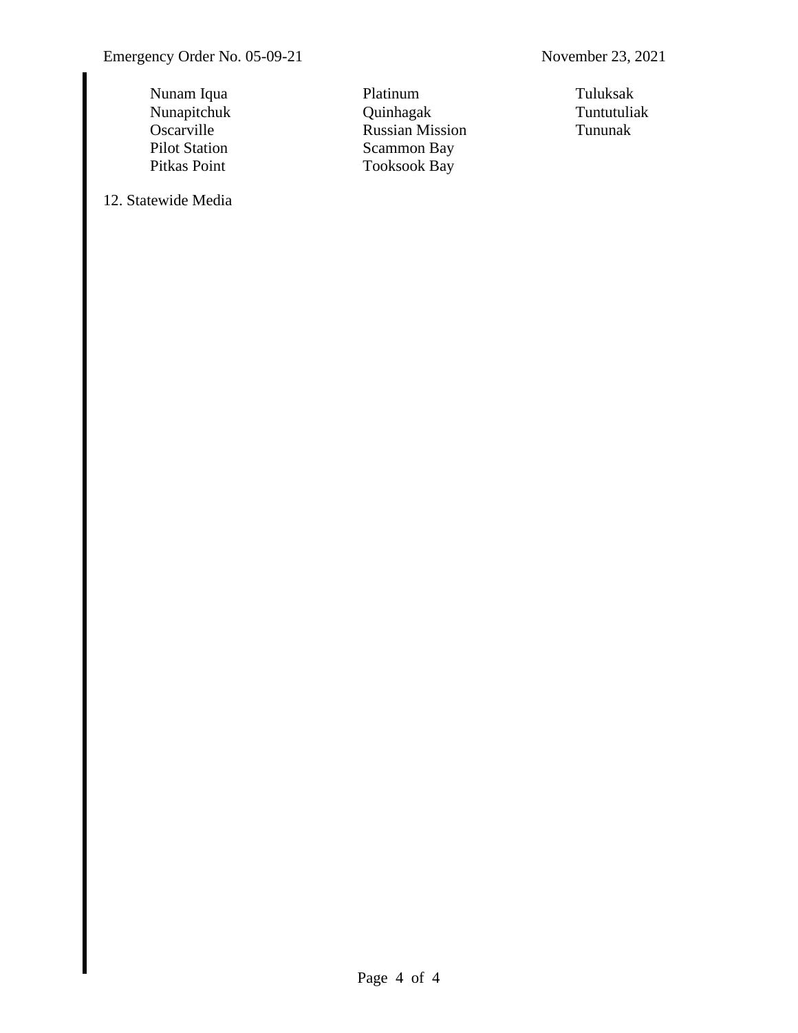| | | |
|---|---|---|
| Nunam Iqua | Platinum | Tuluksak |
| Nunapitchuk | Quinhagak | Tuntutuliak |
| Oscarville | Russian Mission | Tununak |
| Pilot Station | Scammon Bay | |
| Pitkas Point | Tooksook Bay | |

12. Statewide Media